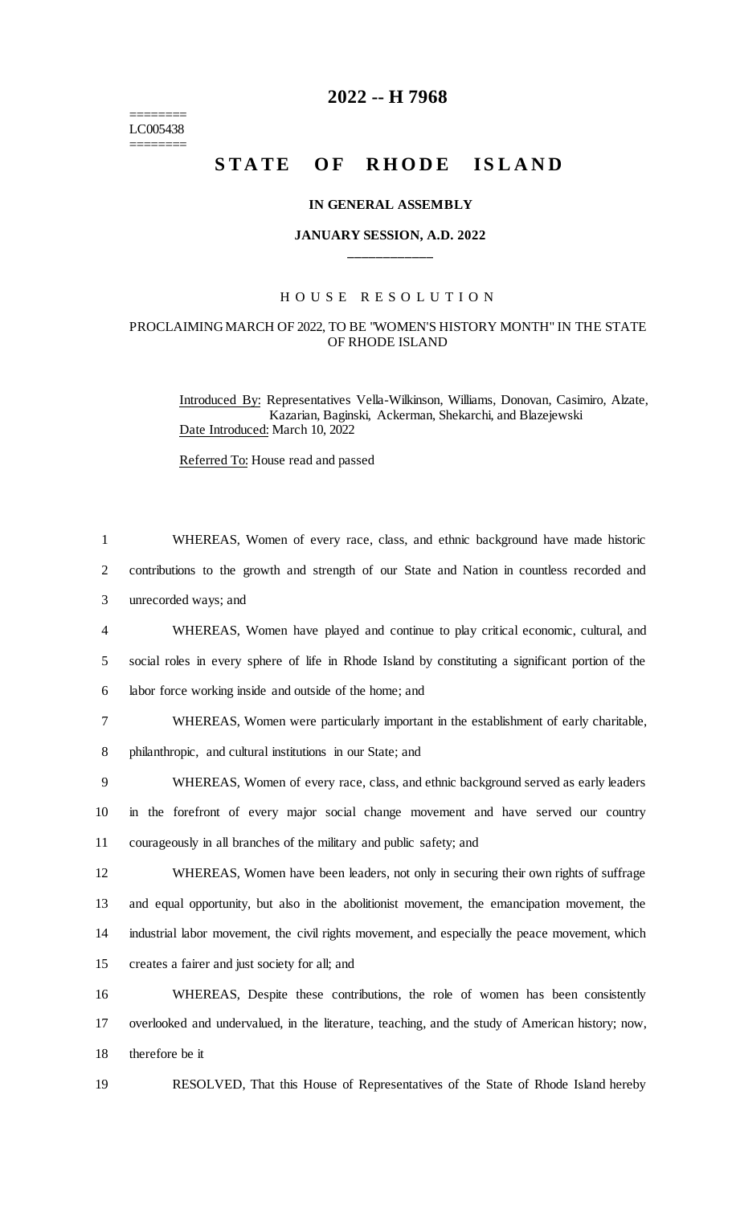========
LC005438
========

# 2022 -- H 7968

## STATE OF RHODE ISLAND

**IN GENERAL ASSEMBLY**

**JANUARY SESSION, A.D. 2022**

\_\_\_\_\_\_\_\_\_\_\_\_

H O U S E   R E S O L U T I O N

PROCLAIMING MARCH OF 2022, TO BE "WOMEN'S HISTORY MONTH" IN THE STATE OF RHODE ISLAND

Introduced By: Representatives Vella-Wilkinson, Williams, Donovan, Casimiro, Alzate, Kazarian, Baginski, Ackerman, Shekarchi, and Blazejewski

Date Introduced: March 10, 2022

Referred To: House read and passed

1 WHEREAS, Women of every race, class, and ethnic background have made historic
2 contributions to the growth and strength of our State and Nation in countless recorded and
3 unrecorded ways; and
4 WHEREAS, Women have played and continue to play critical economic, cultural, and
5 social roles in every sphere of life in Rhode Island by constituting a significant portion of the
6 labor force working inside and outside of the home; and
7 WHEREAS, Women were particularly important in the establishment of early charitable,
8 philanthropic, and cultural institutions in our State; and
9 WHEREAS, Women of every race, class, and ethnic background served as early leaders
10 in the forefront of every major social change movement and have served our country
11 courageously in all branches of the military and public safety; and
12 WHEREAS, Women have been leaders, not only in securing their own rights of suffrage
13 and equal opportunity, but also in the abolitionist movement, the emancipation movement, the
14 industrial labor movement, the civil rights movement, and especially the peace movement, which
15 creates a fairer and just society for all; and
16 WHEREAS, Despite these contributions, the role of women has been consistently
17 overlooked and undervalued, in the literature, teaching, and the study of American history; now,
18 therefore be it
19 RESOLVED, That this House of Representatives of the State of Rhode Island hereby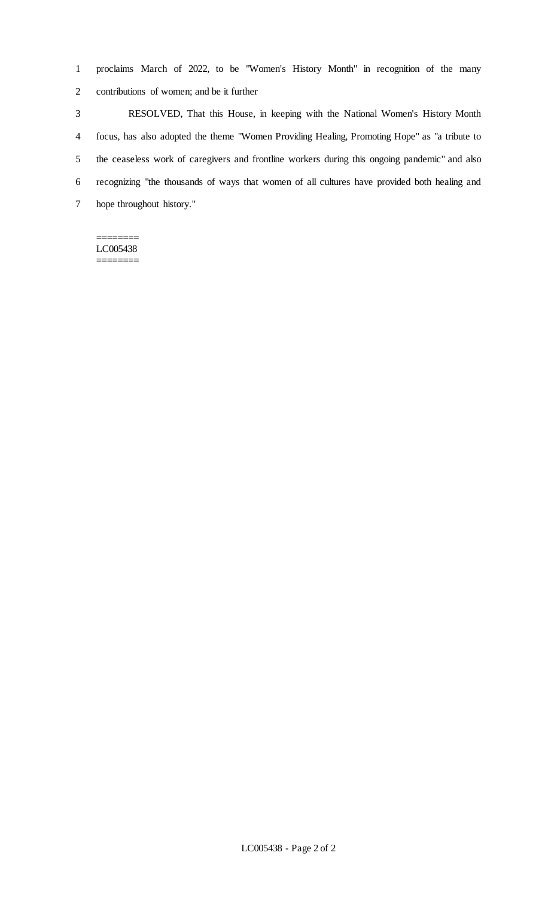proclaims March of 2022, to be "Women's History Month" in recognition of the many contributions of women; and be it further

RESOLVED, That this House, in keeping with the National Women's History Month focus, has also adopted the theme "Women Providing Healing, Promoting Hope" as "a tribute to the ceaseless work of caregivers and frontline workers during this ongoing pandemic" and also recognizing "the thousands of ways that women of all cultures have provided both healing and hope throughout history."

========
LC005438
========